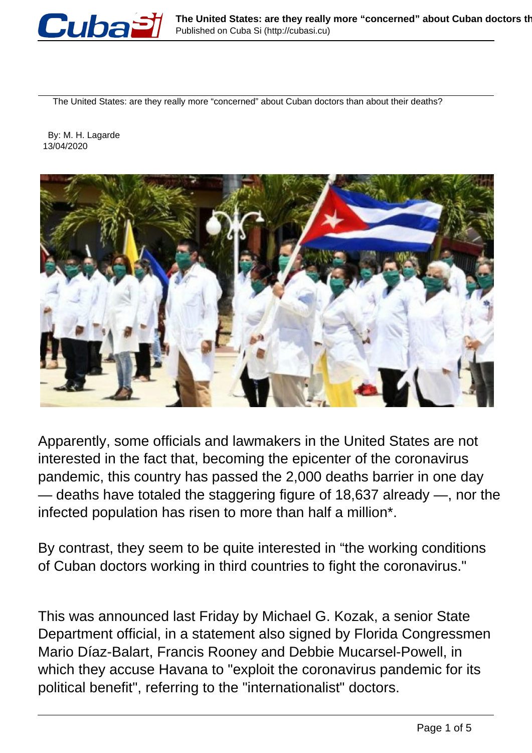# The United States: are they really more “concerned” about Cuban doctors than about their deaths?

By: M. H. Lagarde
13/04/2020

Apparently, some officials and lawmakers in the United States are not interested in the fact that, becoming the epicenter of the coronavirus pandemic, this country has passed the 2,000 deaths barrier in one day — deaths have totaled the staggering figure of 18,637 already —, nor the infected population has risen to more than half a million*.

By contrast, they seem to be quite interested in “the working conditions of Cuban doctors working in third countries to fight the coronavirus."

This was announced last Friday by Michael G. Kozak, a senior State Department official, in a statement also signed by Florida Congressmen Mario Díaz-Balart, Francis Rooney and Debbie Mucarsel-Powell, in which they accuse Havana to "exploit the coronavirus pandemic for its political benefit", referring to the "internationalist" doctors.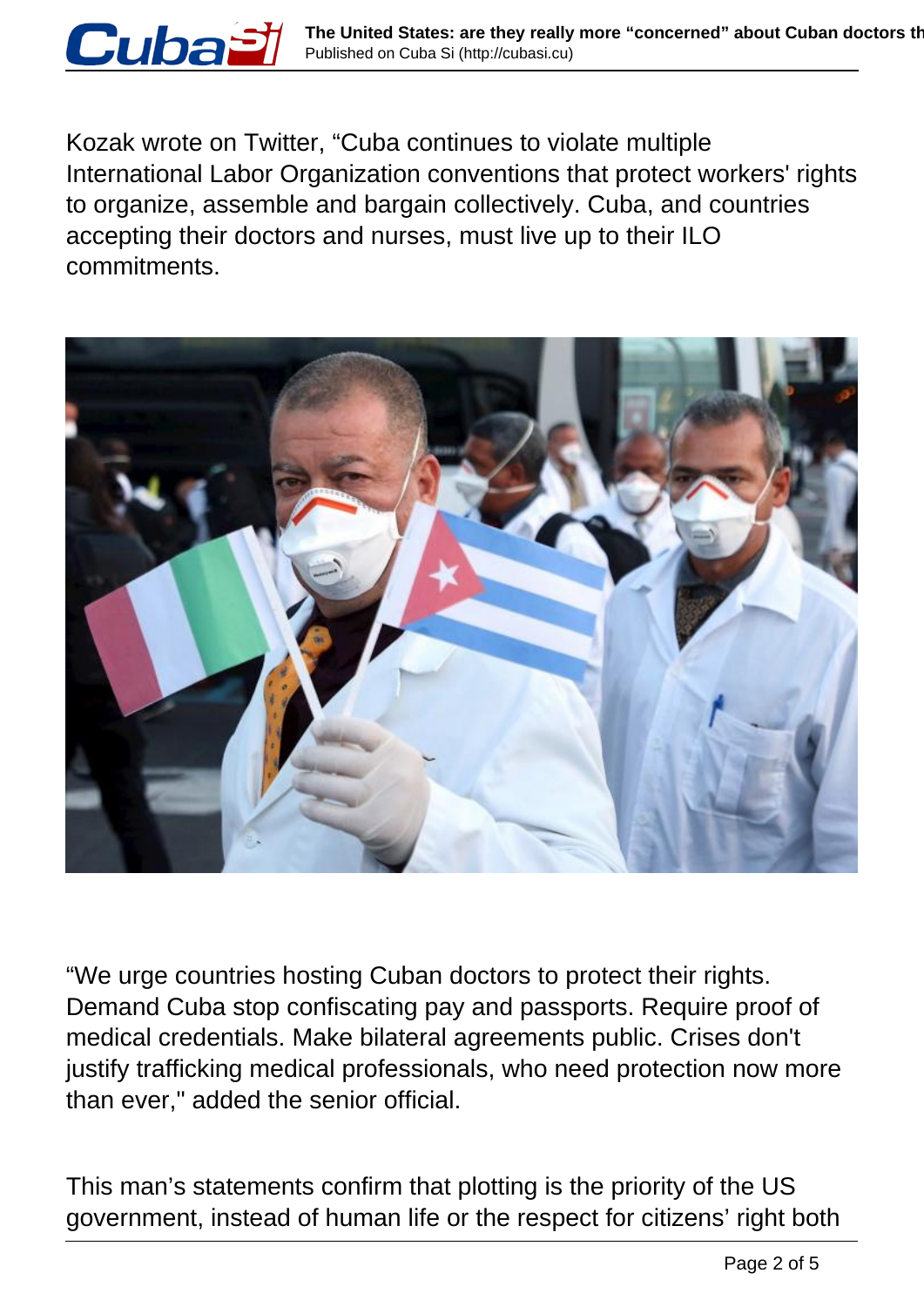Kozak wrote on Twitter, “Cuba continues to violate multiple International Labor Organization conventions that protect workers' rights to organize, assemble and bargain collectively. Cuba, and countries accepting their doctors and nurses, must live up to their ILO commitments.

“We urge countries hosting Cuban doctors to protect their rights. Demand Cuba stop confiscating pay and passports. Require proof of medical credentials. Make bilateral agreements public. Crises don't justify trafficking medical professionals, who need protection now more than ever," added the senior official.

This man’s statements confirm that plotting is the priority of the US government, instead of human life or the respect for citizens’ right both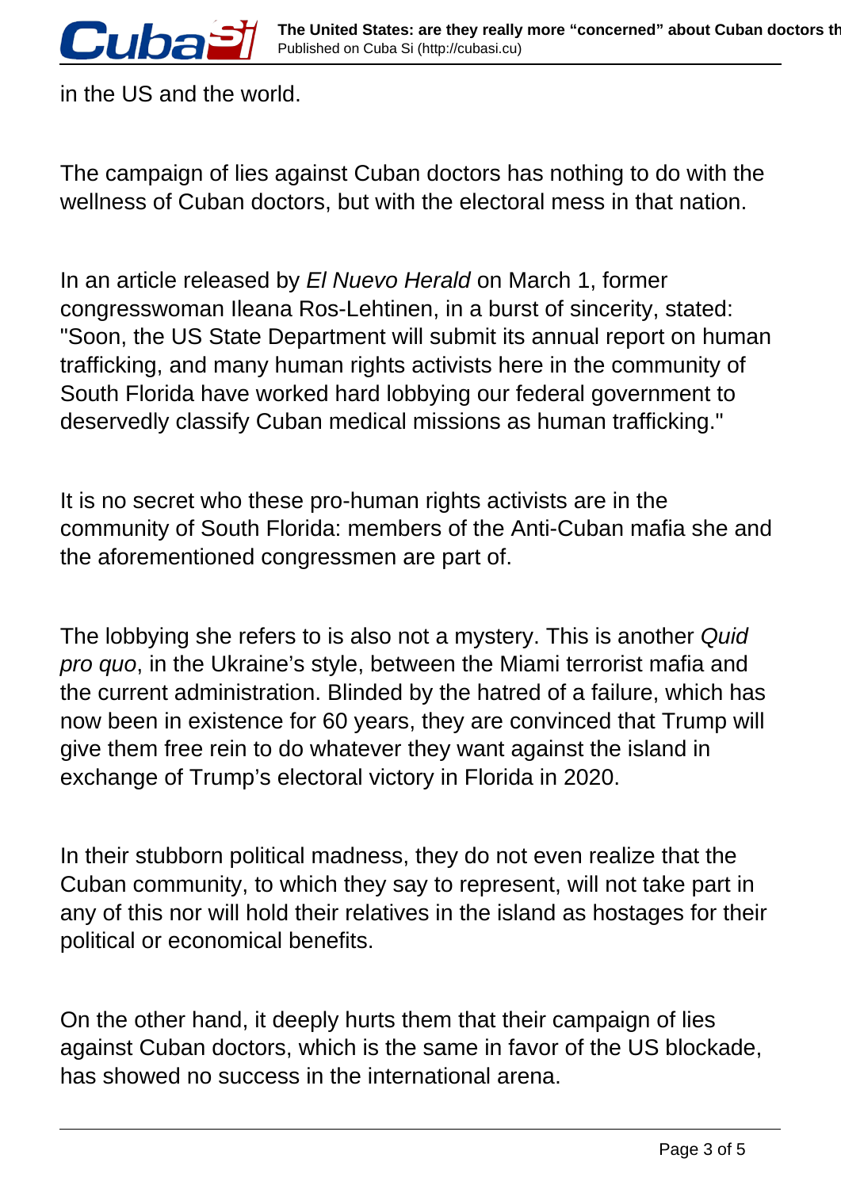in the US and the world.

The campaign of lies against Cuban doctors has nothing to do with the wellness of Cuban doctors, but with the electoral mess in that nation.

In an article released by *El Nuevo Herald* on March 1, former congresswoman Ileana Ros-Lehtinen, in a burst of sincerity, stated: "Soon, the US State Department will submit its annual report on human trafficking, and many human rights activists here in the community of South Florida have worked hard lobbying our federal government to deservedly classify Cuban medical missions as human trafficking."

It is no secret who these pro-human rights activists are in the community of South Florida: members of the Anti-Cuban mafia she and the aforementioned congressmen are part of.

The lobbying she refers to is also not a mystery. This is another *Quid pro quo*, in the Ukraine's style, between the Miami terrorist mafia and the current administration. Blinded by the hatred of a failure, which has now been in existence for 60 years, they are convinced that Trump will give them free rein to do whatever they want against the island in exchange of Trump's electoral victory in Florida in 2020.

In their stubborn political madness, they do not even realize that the Cuban community, to which they say to represent, will not take part in any of this nor will hold their relatives in the island as hostages for their political or economical benefits.

On the other hand, it deeply hurts them that their campaign of lies against Cuban doctors, which is the same in favor of the US blockade, has showed no success in the international arena.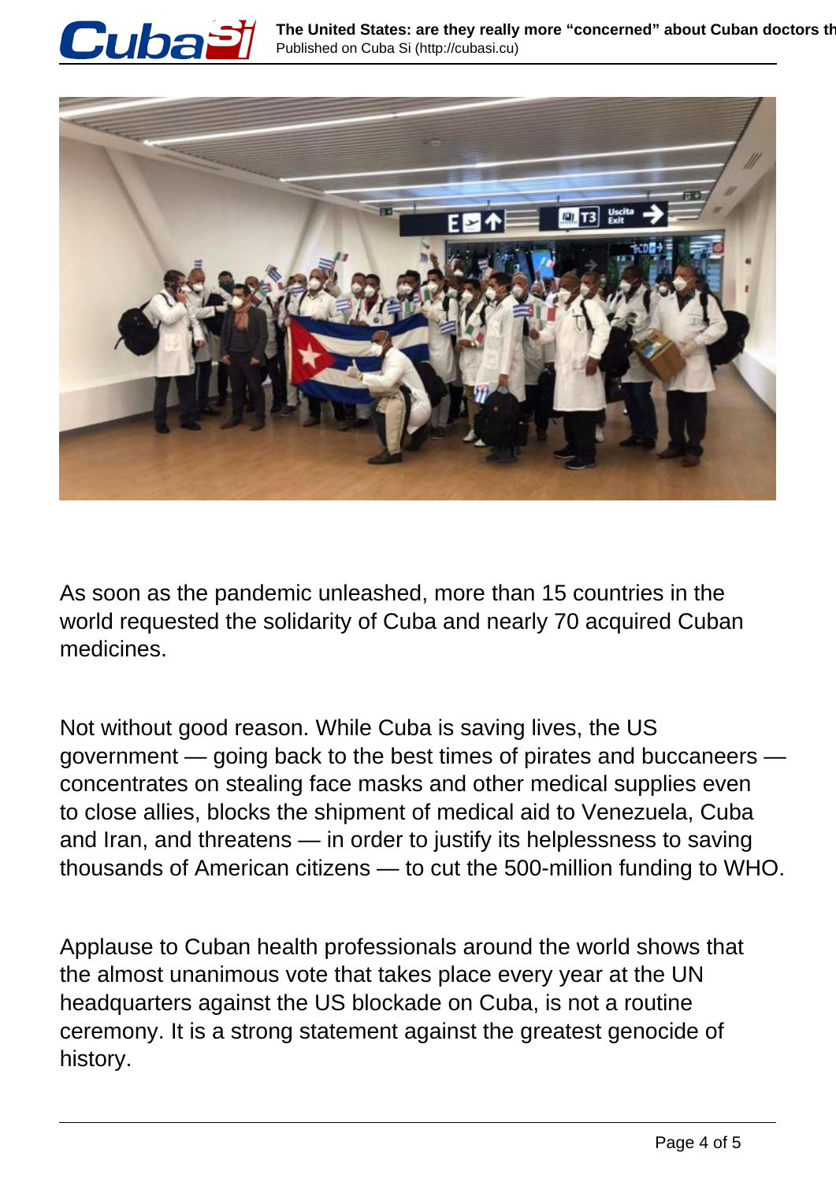As soon as the pandemic unleashed, more than 15 countries in the world requested the solidarity of Cuba and nearly 70 acquired Cuban medicines.

Not without good reason. While Cuba is saving lives, the US government — going back to the best times of pirates and buccaneers — concentrates on stealing face masks and other medical supplies even to close allies, blocks the shipment of medical aid to Venezuela, Cuba and Iran, and threatens — in order to justify its helplessness to saving thousands of American citizens — to cut the 500-million funding to WHO.

Applause to Cuban health professionals around the world shows that the almost unanimous vote that takes place every year at the UN headquarters against the US blockade on Cuba, is not a routine ceremony. It is a strong statement against the greatest genocide of history.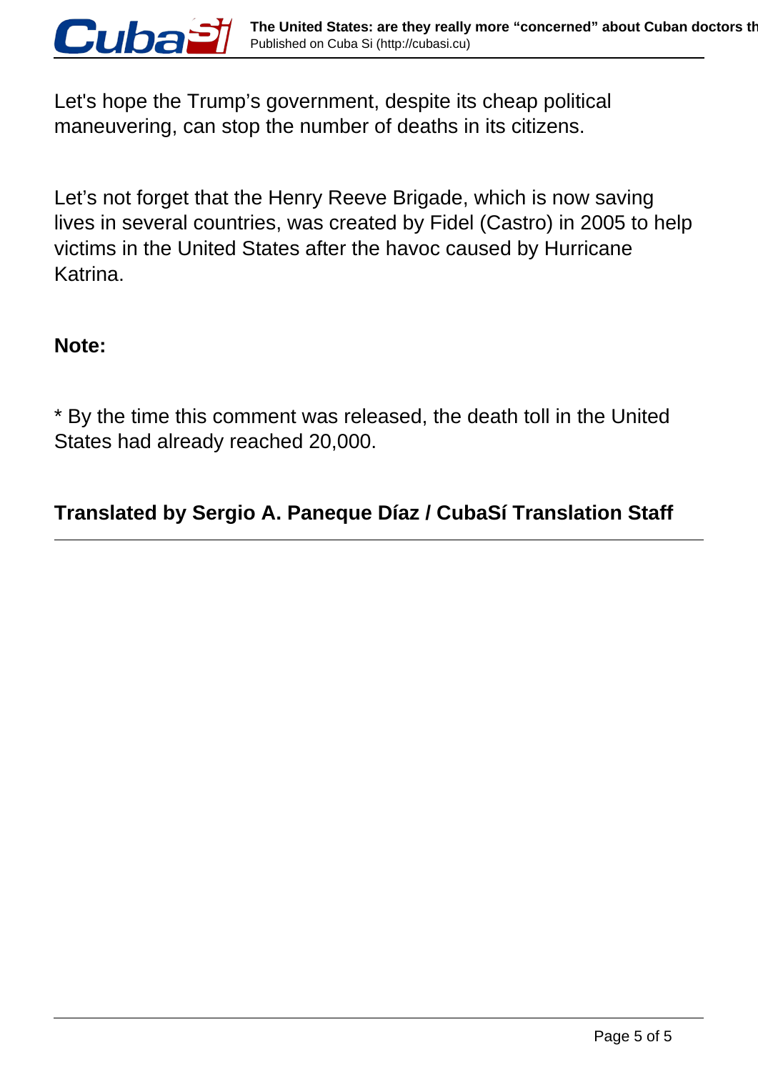Let's hope the Trump's government, despite its cheap political maneuvering, can stop the number of deaths in its citizens.

Let's not forget that the Henry Reeve Brigade, which is now saving lives in several countries, was created by Fidel (Castro) in 2005 to help victims in the United States after the havoc caused by Hurricane Katrina.

**Note:**

* By the time this comment was released, the death toll in the United States had already reached 20,000.

**Translated by Sergio A. Paneque Díaz / CubaSí Translation Staff**